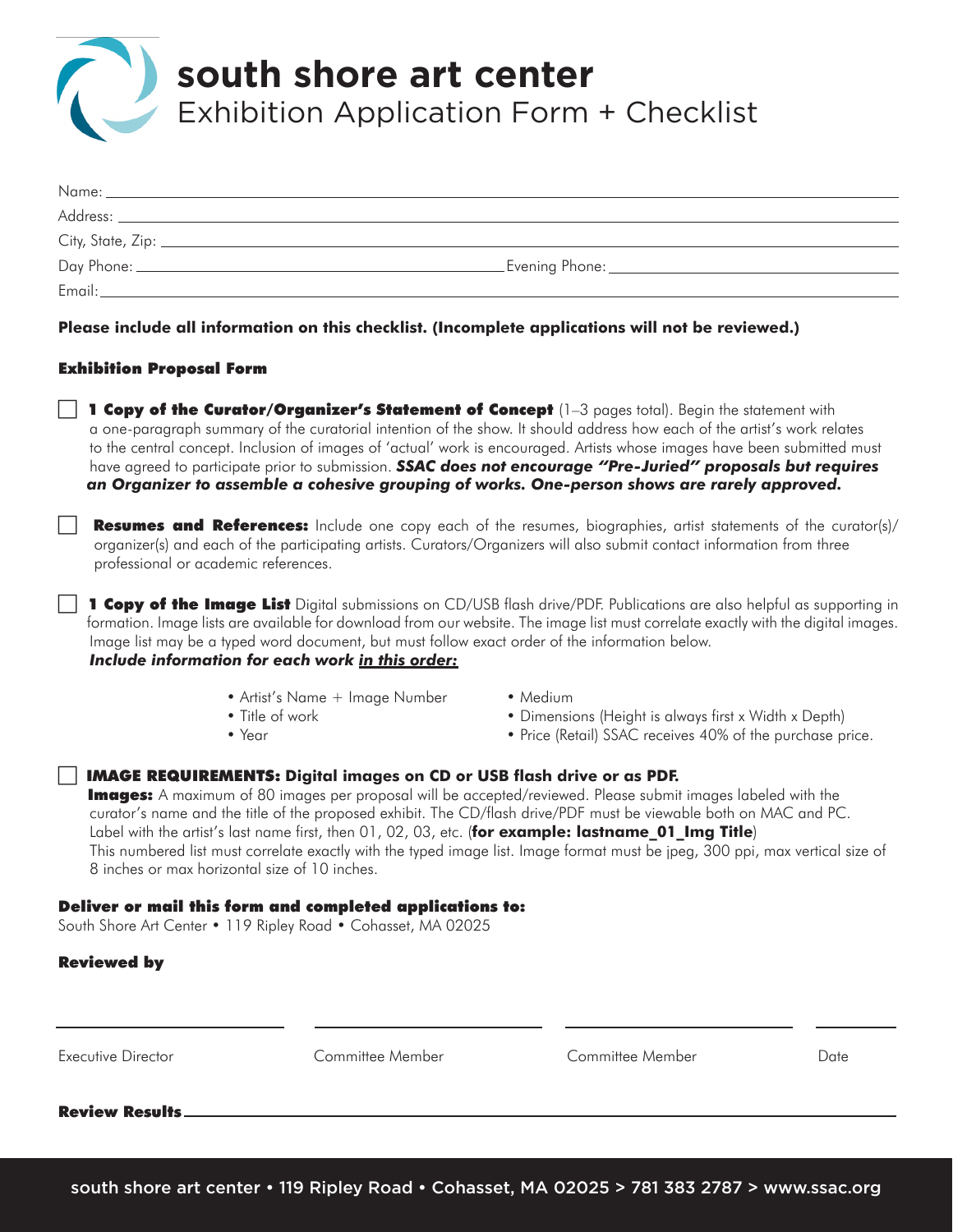# south shore art center

## Exhibition Application Form + Checklist

Name: ____________________

Address: ____________________

City, State, Zip: ____________________

Day Phone: ____________________ Evening Phone: ____________________

Email: ____________________

**Please include all information on this checklist. (Incomplete applications will not be reviewed.)**

### Exhibition Proposal Form

☐ **1 Copy of the Curator/Organizer's Statement of Concept** (1–3 pages total). Begin the statement with a one-paragraph summary of the curatorial intention of the show. It should address how each of the artist's work relates to the central concept. Inclusion of images of 'actual' work is encouraged. Artists whose images have been submitted must have agreed to participate prior to submission. ***SSAC does not encourage "Pre-Juried" proposals but requires an Organizer to assemble a cohesive grouping of works. One-person shows are rarely approved.***

☐ **Resumes and References:** Include one copy each of the resumes, biographies, artist statements of the curator(s)/organizer(s) and each of the participating artists. Curators/Organizers will also submit contact information from three professional or academic references.

☐ **1 Copy of the Image List** Digital submissions on CD/USB flash drive/PDF. Publications are also helpful as supporting information. Image lists are available for download from our website. The image list must correlate exactly with the digital images. Image list may be a typed word document, but must follow exact order of the information below.
***Include information for each work in this order:***

- Artist's Name + Image Number
- Title of work
- Year
- Medium
- Dimensions (Height is always first x Width x Depth)
- Price (Retail) SSAC receives 40% of the purchase price.

☐ **IMAGE REQUIREMENTS: Digital images on CD or USB flash drive or as PDF.**
**Images:** A maximum of 80 images per proposal will be accepted/reviewed. Please submit images labeled with the curator's name and the title of the proposed exhibit. The CD/flash drive/PDF must be viewable both on MAC and PC. Label with the artist's last name first, then 01, 02, 03, etc. (**for example: lastname_01_Img Title**)
This numbered list must correlate exactly with the typed image list. Image format must be jpeg, 300 ppi, max vertical size of 8 inches or max horizontal size of 10 inches.

**Deliver or mail this form and completed applications to:**
South Shore Art Center • 119 Ripley Road • Cohasset, MA 02025

### Reviewed by

| ____________________ | ____________________ | ____________________ | __________ |
|---|---|---|---|
| Executive Director | Committee Member | Committee Member | Date |

**Review Results** ____________________

south shore art center • 119 Ripley Road • Cohasset, MA 02025 > 781 383 2787 > www.ssac.org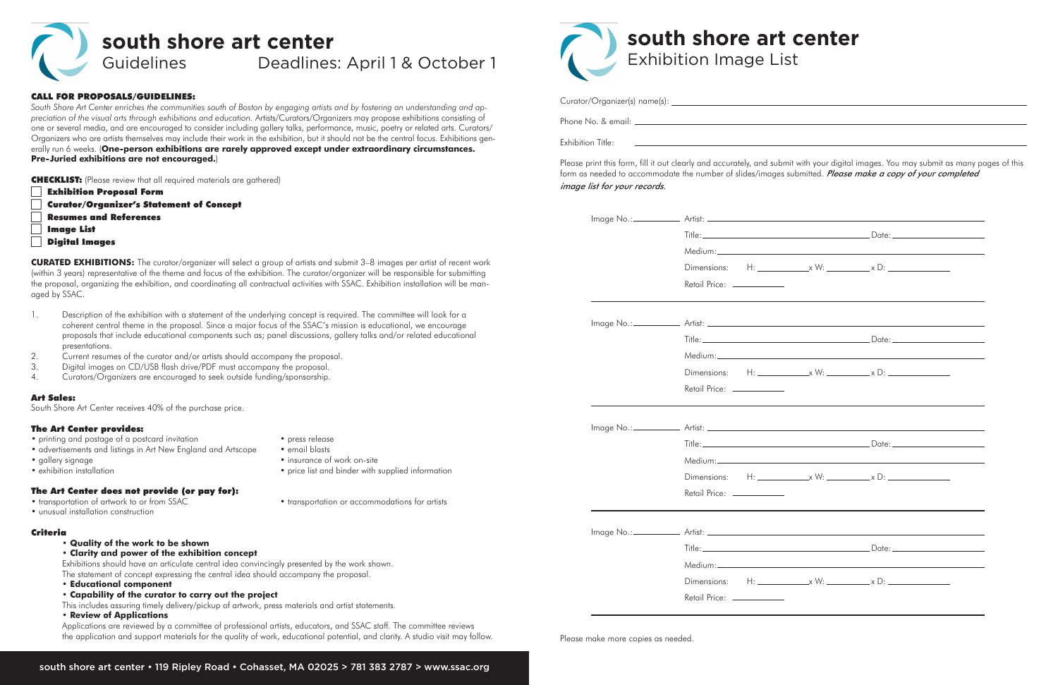# south shore art center

## Guidelines — Deadlines: April 1 & October 1

**CALL FOR PROPOSALS/GUIDELINES:**

*South Shore Art Center enriches the communities south of Boston by engaging artists and by fostering an understanding and appreciation of the visual arts through exhibitions and education.* Artists/Curators/Organizers may propose exhibitions consisting of one or several media, and are encouraged to consider including gallery talks, performance, music, poetry or related arts. Curators/Organizers who are artists themselves may include their work in the exhibition, but it should not be the central focus. Exhibitions generally run 6 weeks. (**One-person exhibitions are rarely approved except under extraordinary circumstances. Pre-Juried exhibitions are not encouraged.**)

**CHECKLIST:** (Please review that all required materials are gathered)

- [ ] **Exhibition Proposal Form**
- [ ] **Curator/Organizer's Statement of Concept**
- [ ] **Resumes and References**
- [ ] **Image List**
- [ ] **Digital Images**

**CURATED EXHIBITIONS:** The curator/organizer will select a group of artists and submit 3–8 images per artist of recent work (within 3 years) representative of the theme and focus of the exhibition. The curator/organizer will be responsible for submitting the proposal, organizing the exhibition, and coordinating all contractual activities with SSAC. Exhibition installation will be managed by SSAC.

1. Description of the exhibition with a statement of the underlying concept is required. The committee will look for a coherent central theme in the proposal. Since a major focus of the SSAC's mission is educational, we encourage proposals that include educational components such as; panel discussions, gallery talks and/or related educational presentations.
2. Current resumes of the curator and/or artists should accompany the proposal.
3. Digital images on CD/USB flash drive/PDF must accompany the proposal.
4. Curators/Organizers are encouraged to seek outside funding/sponsorship.

**Art Sales:**

South Shore Art Center receives 40% of the purchase price.

**The Art Center provides:**

- printing and postage of a postcard invitation
- advertisements and listings in Art New England and Artscope
- gallery signage
- exhibition installation
- press release
- email blasts
- insurance of work on-site
- price list and binder with supplied information

**The Art Center does not provide (or pay for):**

- transportation of artwork to or from SSAC
- unusual installation construction
- transportation or accommodations for artists

**Criteria**

- **Quality of the work to be shown**
- **Clarity and power of the exhibition concept**

  Exhibitions should have an articulate central idea convincingly presented by the work shown. The statement of concept expressing the central idea should accompany the proposal.
- **Educational component**
- **Capability of the curator to carry out the project**

  This includes assuring timely delivery/pickup of artwork, press materials and artist statements.
- **Review of Applications**

  Applications are reviewed by a committee of professional artists, educators, and SSAC staff. The committee reviews the application and support materials for the quality of work, educational potential, and clarity. A studio visit may follow.

south shore art center • 119 Ripley Road • Cohasset, MA 02025 > 781 383 2787 > www.ssac.org

# south shore art center

## Exhibition Image List

Curator/Organizer(s) name(s): \_\_\_\_\_\_\_\_\_\_

Phone No. & email: \_\_\_\_\_\_\_\_\_\_

Exhibition Title: \_\_\_\_\_\_\_\_\_\_

Please print this form, fill it out clearly and accurately, and submit with your digital images. You may submit as many pages of this form as needed to accommodate the number of slides/images submitted. ***Please make a copy of your completed image list for your records.***

Image No.: \_\_\_\_\_ Artist: \_\_\_\_\_\_\_\_\_\_
Title: \_\_\_\_\_\_\_\_\_\_ Date: \_\_\_\_\_
Medium: \_\_\_\_\_\_\_\_\_\_
Dimensions: H: \_\_\_\_\_ x W: \_\_\_\_\_ x D: \_\_\_\_\_
Retail Price: \_\_\_\_\_

Image No.: \_\_\_\_\_ Artist: \_\_\_\_\_\_\_\_\_\_
Title: \_\_\_\_\_\_\_\_\_\_ Date: \_\_\_\_\_
Medium: \_\_\_\_\_\_\_\_\_\_
Dimensions: H: \_\_\_\_\_ x W: \_\_\_\_\_ x D: \_\_\_\_\_
Retail Price: \_\_\_\_\_

Image No.: \_\_\_\_\_ Artist: \_\_\_\_\_\_\_\_\_\_
Title: \_\_\_\_\_\_\_\_\_\_ Date: \_\_\_\_\_
Medium: \_\_\_\_\_\_\_\_\_\_
Dimensions: H: \_\_\_\_\_ x W: \_\_\_\_\_ x D: \_\_\_\_\_
Retail Price: \_\_\_\_\_

Image No.: \_\_\_\_\_ Artist: \_\_\_\_\_\_\_\_\_\_
Title: \_\_\_\_\_\_\_\_\_\_ Date: \_\_\_\_\_
Medium: \_\_\_\_\_\_\_\_\_\_
Dimensions: H: \_\_\_\_\_ x W: \_\_\_\_\_ x D: \_\_\_\_\_
Retail Price: \_\_\_\_\_

Please make more copies as needed.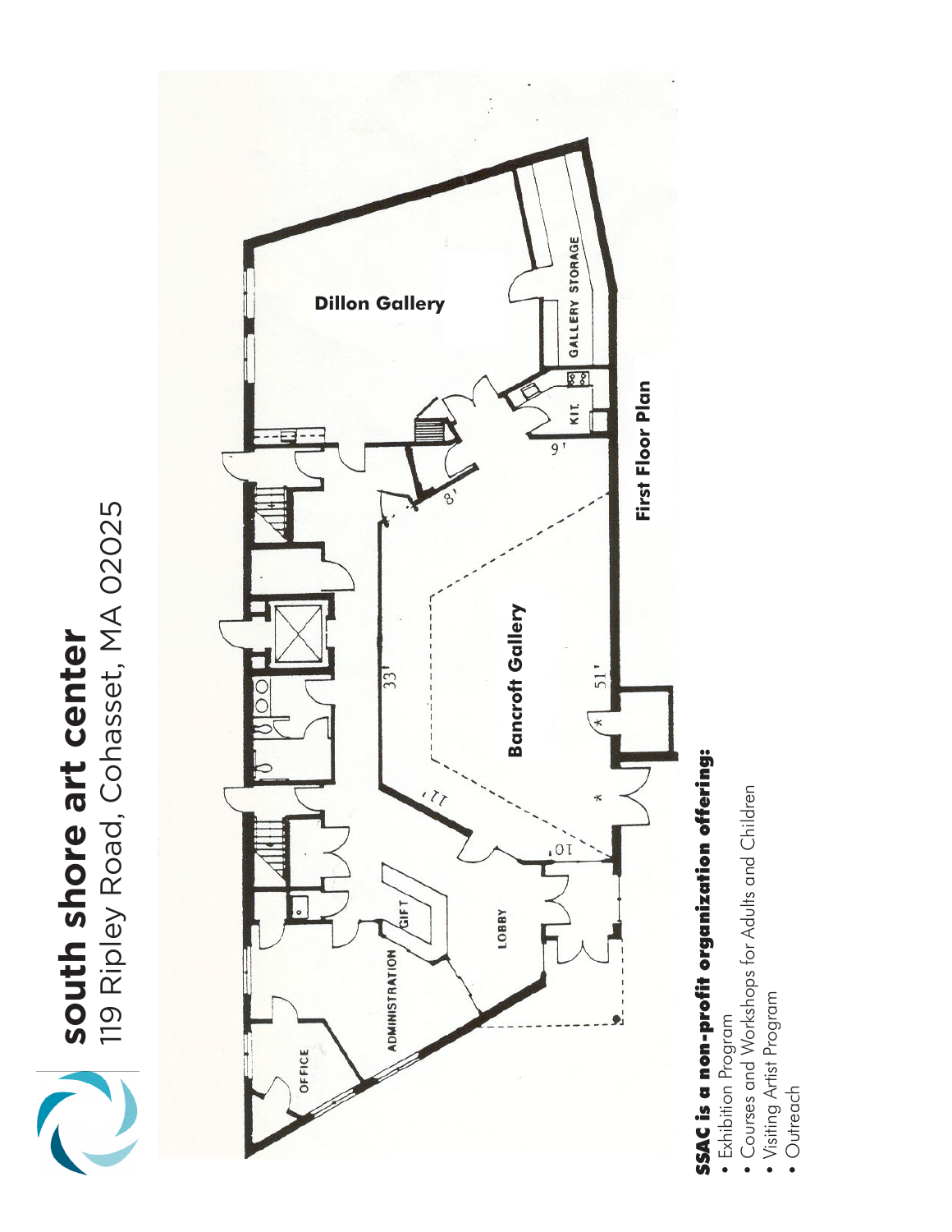# south shore art center

119 Ripley Road, Cohasset, MA 02025

Dillon Gallery

GALLERY STORAGE

KIT.

9'

8'

33'

Bancroft Gallery

51'

11'

10'

ADMINISTRATION

GIFT

LOBBY

OFFICE

First Floor Plan

**SSAC is a non-profit organization offering:**

- Exhibition Program
- Courses and Workshops for Adults and Children
- Visiting Artist Program
- Outreach